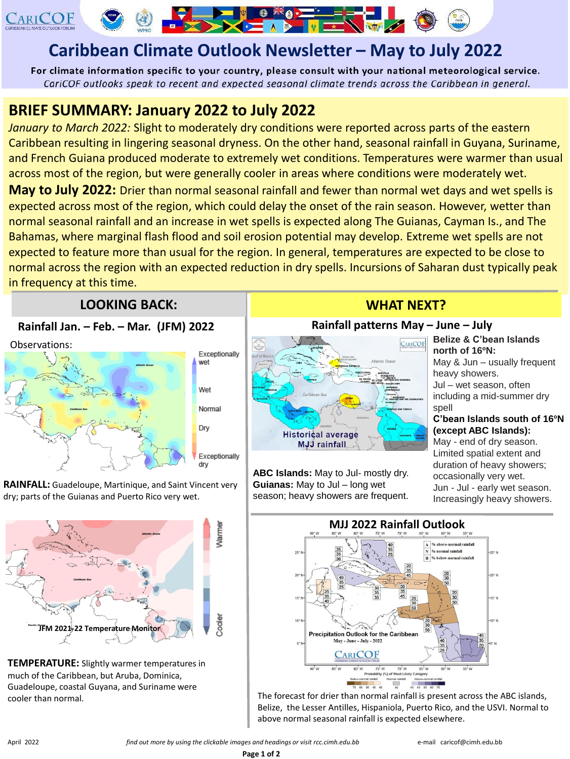# Caribbean Climate Outlook Newsletter – May to July 2022

**For climate information specific to your country, please consult with your national meteorological service.**

*CariCOF outlooks speak to recent and expected seasonal climate trends across the Caribbean in general.*

## BRIEF SUMMARY: January 2022 to July 2022

*January to March 2022:* Slight to moderately dry conditions were reported across parts of the eastern Caribbean resulting in lingering seasonal dryness. On the other hand, seasonal rainfall in Guyana, Suriname, and French Guiana produced moderate to extremely wet conditions. Temperatures were warmer than usual across most of the region, but were generally cooler in areas where conditions were moderately wet.

**May to July 2022:** Drier than normal seasonal rainfall and fewer than normal wet days and wet spells is expected across most of the region, which could delay the onset of the rain season. However, wetter than normal seasonal rainfall and an increase in wet spells is expected along The Guianas, Cayman Is., and The Bahamas, where marginal flash flood and soil erosion potential may develop. Extreme wet spells are not expected to feature more than usual for the region. In general, temperatures are expected to be close to normal across the region with an expected reduction in dry spells. Incursions of Saharan dust typically peak in frequency at this time.

## LOOKING BACK:

### Rainfall Jan. – Feb. – Mar. (JFM) 2022

Observations:

**RAINFALL:** Guadeloupe, Martinique, and Saint Vincent very dry; parts of the Guianas and Puerto Rico very wet.

JFM 2021-22 Temperature Monitor

**TEMPERATURE:** Slightly warmer temperatures in much of the Caribbean, but Aruba, Dominica, Guadeloupe, coastal Guyana, and Suriname were cooler than normal.

## WHAT NEXT?

### Rainfall patterns May – June – July

Historical average MJJ rainfall

**Belize & C'bean Islands north of 16ºN:**
May & Jun – usually frequent heavy showers.
Jul – wet season, often including a mid-summer dry spell

**C'bean Islands south of 16ºN (except ABC Islands):**
May - end of dry season. Limited spatial extent and duration of heavy showers; occasionally very wet.
Jun - Jul - early wet season. Increasingly heavy showers.

**ABC Islands:** May to Jul- mostly dry.
**Guianas:** May to Jul – long wet season; heavy showers are frequent.

### MJJ 2022 Rainfall Outlook

Precipitation Outlook for the Caribbean
May - June - July - 2022

The forecast for drier than normal rainfall is present across the ABC islands, Belize, the Lesser Antilles, Hispaniola, Puerto Rico, and the USVI. Normal to above normal seasonal rainfall is expected elsewhere.

April 2022 *find out more by using the clickable images and headings or visit rcc.cimh.edu.bb* e-mail caricof@cimh.edu.bb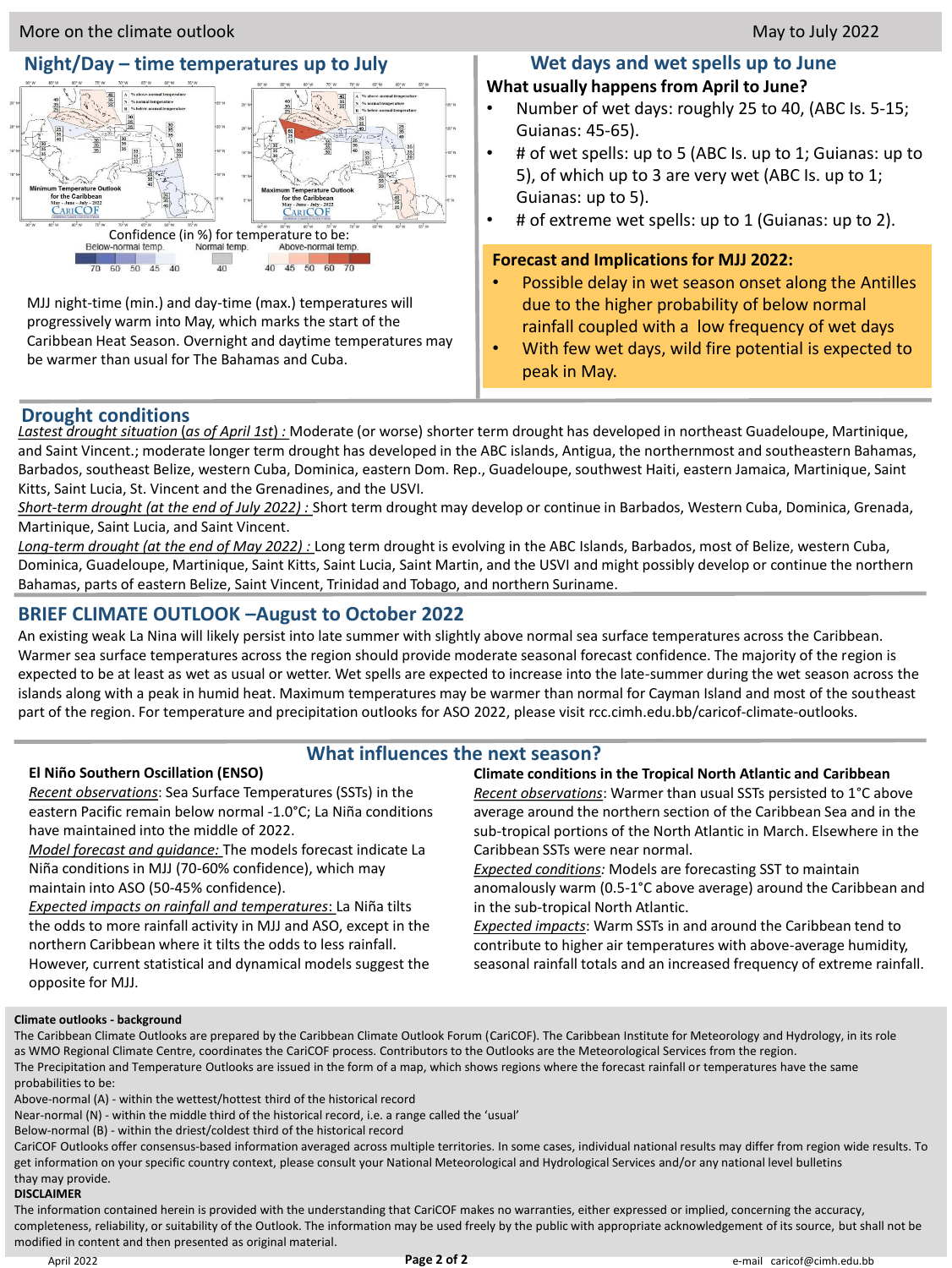More on the climate outlook

May to July 2022

## Night/Day – time temperatures up to July

Minimum Temperature Outlook for the Caribbean May - June - July - 2022

Maximum Temperature Outlook for the Caribbean May - June - July - 2022

Confidence (in %) for temperature to be:

Below-normal temp. 70 60 50 45 40

Normal temp. 40

Above-normal temp. 40 45 50 60 70

MJJ night-time (min.) and day-time (max.) temperatures will progressively warm into May, which marks the start of the Caribbean Heat Season. Overnight and daytime temperatures may be warmer than usual for The Bahamas and Cuba.

## Wet days and wet spells up to June

**What usually happens from April to June?**

- Number of wet days: roughly 25 to 40, (ABC Is. 5-15; Guianas: 45-65).
- # of wet spells: up to 5 (ABC Is. up to 1; Guianas: up to 5), of which up to 3 are very wet (ABC Is. up to 1; Guianas: up to 5).
- # of extreme wet spells: up to 1 (Guianas: up to 2).

**Forecast and Implications for MJJ 2022:**

- Possible delay in wet season onset along the Antilles due to the higher probability of below normal rainfall coupled with a low frequency of wet days
- With few wet days, wild fire potential is expected to peak in May.

## Drought conditions

_Lastest drought situation (as of April 1st) :_ Moderate (or worse) shorter term drought has developed in northeast Guadeloupe, Martinique, and Saint Vincent.; moderate longer term drought has developed in the ABC islands, Antigua, the northernmost and southeastern Bahamas, Barbados, southeast Belize, western Cuba, Dominica, eastern Dom. Rep., Guadeloupe, southwest Haiti, eastern Jamaica, Martinique, Saint Kitts, Saint Lucia, St. Vincent and the Grenadines, and the USVI.

_Short-term drought (at the end of July 2022) :_ Short term drought may develop or continue in Barbados, Western Cuba, Dominica, Grenada, Martinique, Saint Lucia, and Saint Vincent.

_Long-term drought (at the end of May 2022) :_ Long term drought is evolving in the ABC Islands, Barbados, most of Belize, western Cuba, Dominica, Guadeloupe, Martinique, Saint Kitts, Saint Lucia, Saint Martin, and the USVI and might possibly develop or continue the northern Bahamas, parts of eastern Belize, Saint Vincent, Trinidad and Tobago, and northern Suriname.

## BRIEF CLIMATE OUTLOOK –August to October 2022

An existing weak La Nina will likely persist into late summer with slightly above normal sea surface temperatures across the Caribbean. Warmer sea surface temperatures across the region should provide moderate seasonal forecast confidence. The majority of the region is expected to be at least as wet as usual or wetter. Wet spells are expected to increase into the late-summer during the wet season across the islands along with a peak in humid heat. Maximum temperatures may be warmer than normal for Cayman Island and most of the southeast part of the region. For temperature and precipitation outlooks for ASO 2022, please visit rcc.cimh.edu.bb/caricof-climate-outlooks.

## What influences the next season?

### El Niño Southern Oscillation (ENSO)

_Recent observations_: Sea Surface Temperatures (SSTs) in the eastern Pacific remain below normal -1.0°C; La Niña conditions have maintained into the middle of 2022.

_Model forecast and guidance:_ The models forecast indicate La Niña conditions in MJJ (70-60% confidence), which may maintain into ASO (50-45% confidence).

_Expected impacts on rainfall and temperatures_: La Niña tilts the odds to more rainfall activity in MJJ and ASO, except in the northern Caribbean where it tilts the odds to less rainfall. However, current statistical and dynamical models suggest the opposite for MJJ.

### Climate conditions in the Tropical North Atlantic and Caribbean

_Recent observations_: Warmer than usual SSTs persisted to 1°C above average around the northern section of the Caribbean Sea and in the sub-tropical portions of the North Atlantic in March. Elsewhere in the Caribbean SSTs were near normal.

_Expected conditions:_ Models are forecasting SST to maintain anomalously warm (0.5-1°C above average) around the Caribbean and in the sub-tropical North Atlantic.

_Expected impacts_: Warm SSTs in and around the Caribbean tend to contribute to higher air temperatures with above-average humidity, seasonal rainfall totals and an increased frequency of extreme rainfall.

**Climate outlooks - background**

The Caribbean Climate Outlooks are prepared by the Caribbean Climate Outlook Forum (CariCOF). The Caribbean Institute for Meteorology and Hydrology, in its role as WMO Regional Climate Centre, coordinates the CariCOF process. Contributors to the Outlooks are the Meteorological Services from the region.

The Precipitation and Temperature Outlooks are issued in the form of a map, which shows regions where the forecast rainfall or temperatures have the same probabilities to be:

Above-normal (A) - within the wettest/hottest third of the historical record

Near-normal (N) - within the middle third of the historical record, i.e. a range called the 'usual'

Below-normal (B) - within the driest/coldest third of the historical record

CariCOF Outlooks offer consensus-based information averaged across multiple territories. In some cases, individual national results may differ from region wide results. To get information on your specific country context, please consult your National Meteorological and Hydrological Services and/or any national level bulletins thay may provide.

**DISCLAIMER**

The information contained herein is provided with the understanding that CariCOF makes no warranties, either expressed or implied, concerning the accuracy, completeness, reliability, or suitability of the Outlook. The information may be used freely by the public with appropriate acknowledgement of its source, but shall not be modified in content and then presented as original material.

April 2022

e-mail caricof@cimh.edu.bb